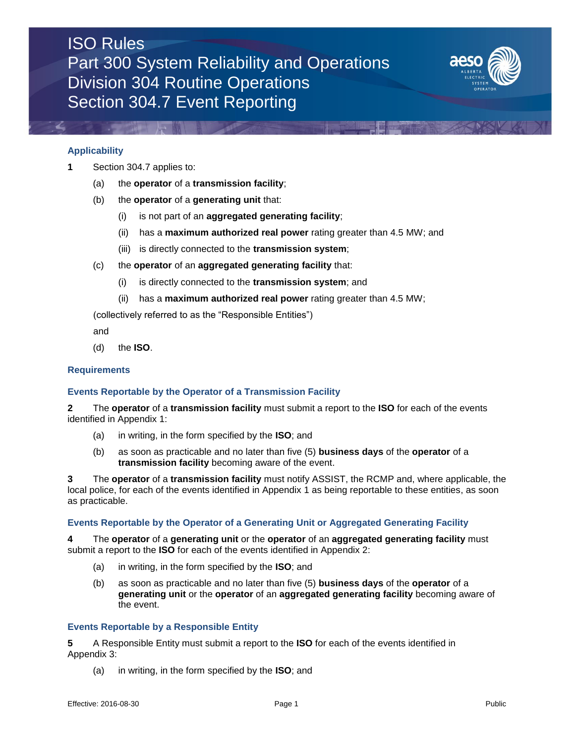# ISO Rules
# Part 300 System Reliability and Operations
# Division 304 Routine Operations
# Section 304.7 Event Reporting

## Applicability

**1** Section 304.7 applies to:

(a) the **operator** of a **transmission facility**;

(b) the **operator** of a **generating unit** that:

(i) is not part of an **aggregated generating facility**;

(ii) has a **maximum authorized real power** rating greater than 4.5 MW; and

(iii) is directly connected to the **transmission system**;

(c) the **operator** of an **aggregated generating facility** that:

(i) is directly connected to the **transmission system**; and

(ii) has a **maximum authorized real power** rating greater than 4.5 MW;

(collectively referred to as the "Responsible Entities")

and

(d) the **ISO**.

## Requirements

### Events Reportable by the Operator of a Transmission Facility

**2** The **operator** of a **transmission facility** must submit a report to the **ISO** for each of the events identified in Appendix 1:

(a) in writing, in the form specified by the **ISO**; and

(b) as soon as practicable and no later than five (5) **business days** of the **operator** of a **transmission facility** becoming aware of the event.

**3** The **operator** of a **transmission facility** must notify ASSIST, the RCMP and, where applicable, the local police, for each of the events identified in Appendix 1 as being reportable to these entities, as soon as practicable.

### Events Reportable by the Operator of a Generating Unit or Aggregated Generating Facility

**4** The **operator** of a **generating unit** or the **operator** of an **aggregated generating facility** must submit a report to the **ISO** for each of the events identified in Appendix 2:

(a) in writing, in the form specified by the **ISO**; and

(b) as soon as practicable and no later than five (5) **business days** of the **operator** of a **generating unit** or the **operator** of an **aggregated generating facility** becoming aware of the event.

### Events Reportable by a Responsible Entity

**5** A Responsible Entity must submit a report to the **ISO** for each of the events identified in Appendix 3:

(a) in writing, in the form specified by the **ISO**; and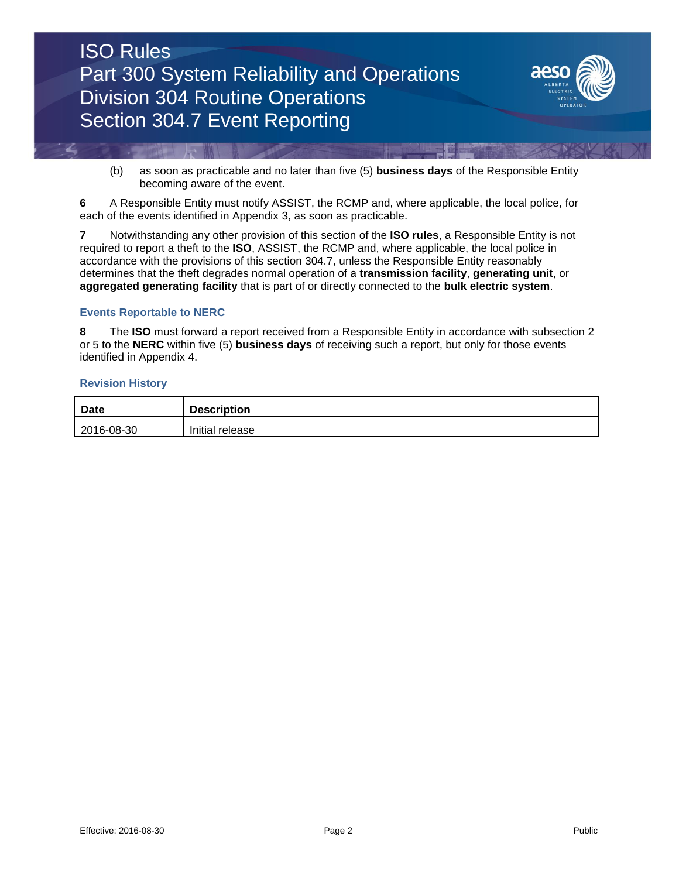(b) as soon as practicable and no later than five (5) **business days** of the Responsible Entity becoming aware of the event.

**6** A Responsible Entity must notify ASSIST, the RCMP and, where applicable, the local police, for each of the events identified in Appendix 3, as soon as practicable.

**7** Notwithstanding any other provision of this section of the **ISO rules**, a Responsible Entity is not required to report a theft to the **ISO**, ASSIST, the RCMP and, where applicable, the local police in accordance with the provisions of this section 304.7, unless the Responsible Entity reasonably determines that the theft degrades normal operation of a **transmission facility**, **generating unit**, or **aggregated generating facility** that is part of or directly connected to the **bulk electric system**.

### Events Reportable to NERC

**8** The **ISO** must forward a report received from a Responsible Entity in accordance with subsection 2 or 5 to the **NERC** within five (5) **business days** of receiving such a report, but only for those events identified in Appendix 4.

### Revision History

| Date | Description |
| --- | --- |
| 2016-08-30 | Initial release |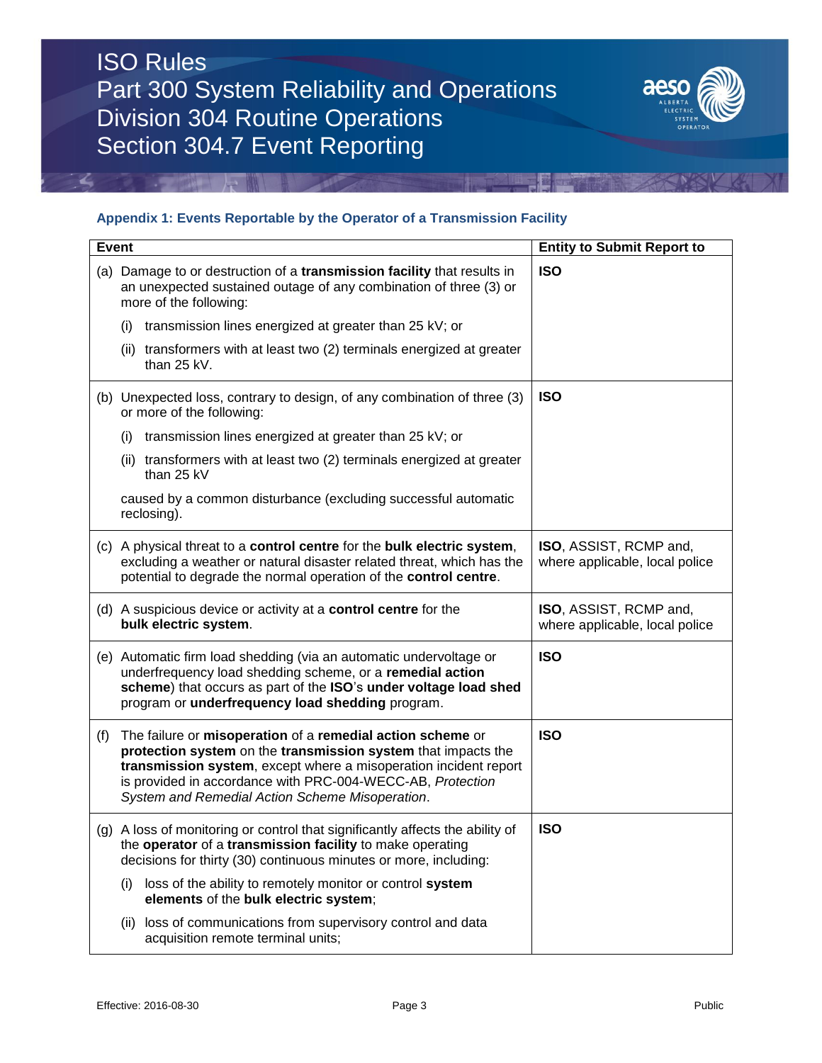### Appendix 1: Events Reportable by the Operator of a Transmission Facility

| Event | Entity to Submit Report to |
|---|---|
| (a) Damage to or destruction of a **transmission facility** that results in an unexpected sustained outage of any combination of three (3) or more of the following:<br>(i) transmission lines energized at greater than 25 kV; or<br>(ii) transformers with at least two (2) terminals energized at greater than 25 kV. | **ISO** |
| (b) Unexpected loss, contrary to design, of any combination of three (3) or more of the following:<br>(i) transmission lines energized at greater than 25 kV; or<br>(ii) transformers with at least two (2) terminals energized at greater than 25 kV<br>caused by a common disturbance (excluding successful automatic reclosing). | **ISO** |
| (c) A physical threat to a **control centre** for the **bulk electric system**, excluding a weather or natural disaster related threat, which has the potential to degrade the normal operation of the **control centre**. | **ISO**, ASSIST, RCMP and, where applicable, local police |
| (d) A suspicious device or activity at a **control centre** for the **bulk electric system**. | **ISO**, ASSIST, RCMP and, where applicable, local police |
| (e) Automatic firm load shedding (via an automatic undervoltage or underfrequency load shedding scheme, or a **remedial action scheme**) that occurs as part of the **ISO**'s **under voltage load shed** program or **underfrequency load shedding** program. | **ISO** |
| (f) The failure or **misoperation** of a **remedial action scheme** or **protection system** on the **transmission system** that impacts the **transmission system**, except where a misoperation incident report is provided in accordance with PRC-004-WECC-AB, *Protection System and Remedial Action Scheme Misoperation*. | **ISO** |
| (g) A loss of monitoring or control that significantly affects the ability of the **operator** of a **transmission facility** to make operating decisions for thirty (30) continuous minutes or more, including:<br>(i) loss of the ability to remotely monitor or control **system elements** of the **bulk electric system**;<br>(ii) loss of communications from supervisory control and data acquisition remote terminal units; | **ISO** |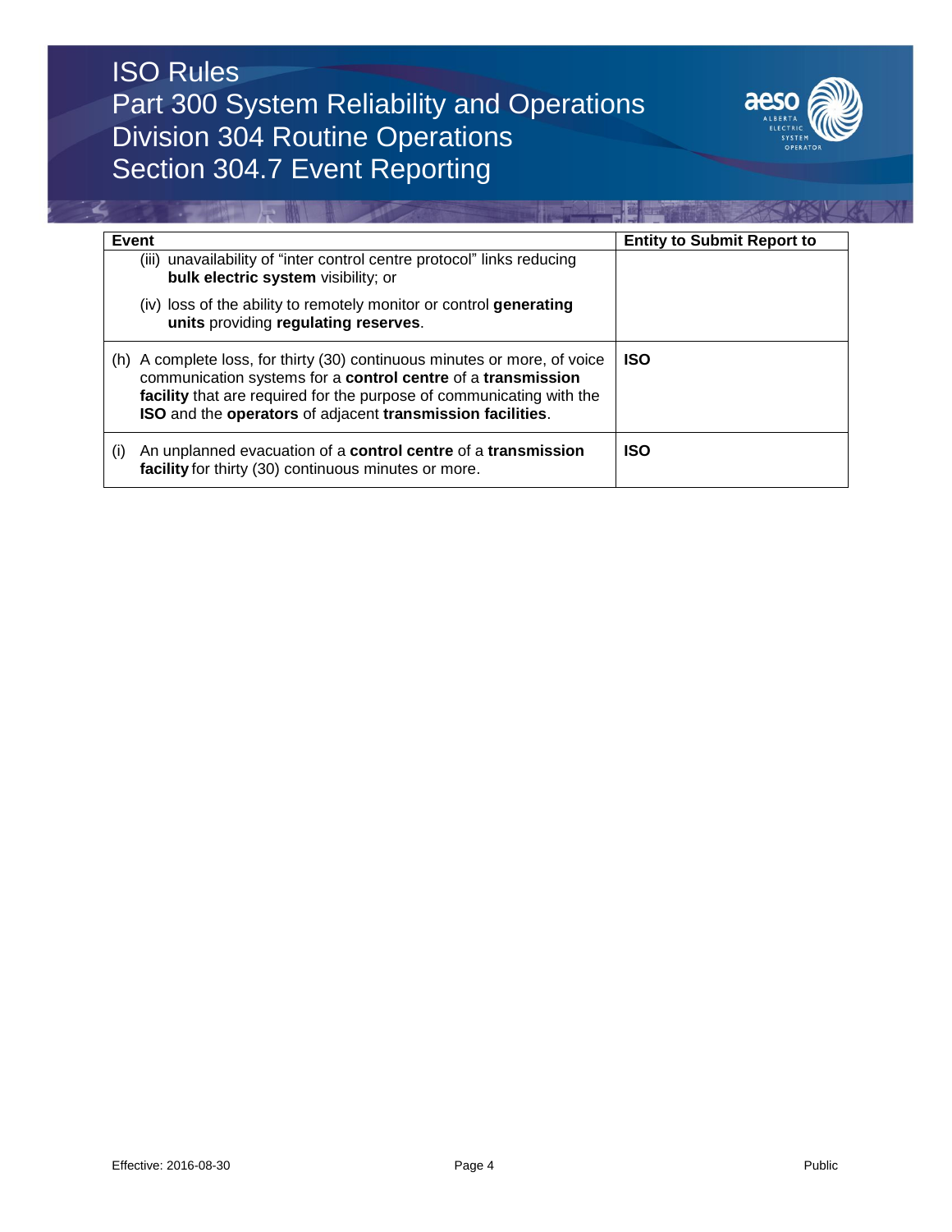| Event | Entity to Submit Report to |
|---|---|
| (iii) unavailability of "inter control centre protocol" links reducing **bulk electric system** visibility; or<br><br>(iv) loss of the ability to remotely monitor or control **generating units** providing **regulating reserves**. | |
| (h) A complete loss, for thirty (30) continuous minutes or more, of voice communication systems for a **control centre** of a **transmission facility** that are required for the purpose of communicating with the **ISO** and the **operators** of adjacent **transmission facilities**. | **ISO** |
| (i) An unplanned evacuation of a **control centre** of a **transmission facility** for thirty (30) continuous minutes or more. | **ISO** |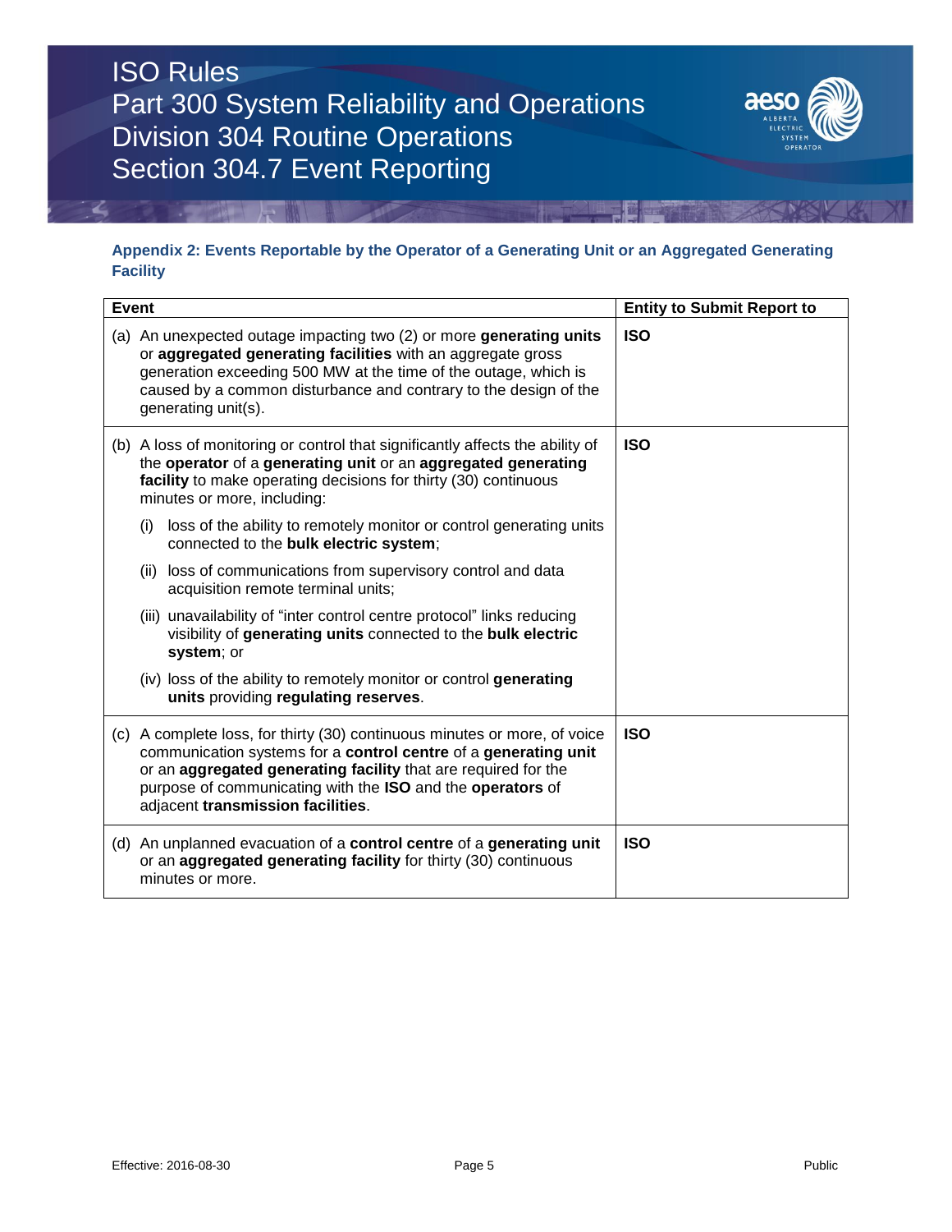## Appendix 2: Events Reportable by the Operator of a Generating Unit or an Aggregated Generating Facility

| Event | Entity to Submit Report to |
| --- | --- |
| (a) An unexpected outage impacting two (2) or more **generating units** or **aggregated generating facilities** with an aggregate gross generation exceeding 500 MW at the time of the outage, which is caused by a common disturbance and contrary to the design of the generating unit(s). | **ISO** |
| (b) A loss of monitoring or control that significantly affects the ability of the **operator** of a **generating unit** or an **aggregated generating facility** to make operating decisions for thirty (30) continuous minutes or more, including:<br>(i) loss of the ability to remotely monitor or control generating units connected to the **bulk electric system**;<br>(ii) loss of communications from supervisory control and data acquisition remote terminal units;<br>(iii) unavailability of "inter control centre protocol" links reducing visibility of **generating units** connected to the **bulk electric system**; or<br>(iv) loss of the ability to remotely monitor or control **generating units** providing **regulating reserves**. | **ISO** |
| (c) A complete loss, for thirty (30) continuous minutes or more, of voice communication systems for a **control centre** of a **generating unit** or an **aggregated generating facility** that are required for the purpose of communicating with the **ISO** and the **operators** of adjacent **transmission facilities**. | **ISO** |
| (d) An unplanned evacuation of a **control centre** of a **generating unit** or an **aggregated generating facility** for thirty (30) continuous minutes or more. | **ISO** |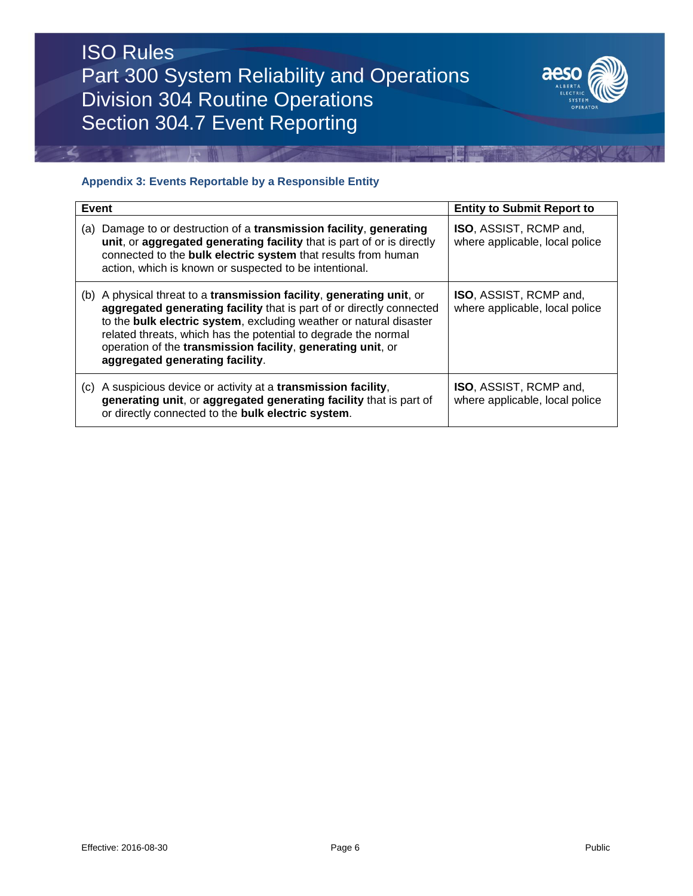### Appendix 3: Events Reportable by a Responsible Entity

| Event | Entity to Submit Report to |
|---|---|
| (a) Damage to or destruction of a **transmission facility**, **generating unit**, or **aggregated generating facility** that is part of or is directly connected to the **bulk electric system** that results from human action, which is known or suspected to be intentional. | **ISO**, ASSIST, RCMP and, where applicable, local police |
| (b) A physical threat to a **transmission facility**, **generating unit**, or **aggregated generating facility** that is part of or directly connected to the **bulk electric system**, excluding weather or natural disaster related threats, which has the potential to degrade the normal operation of the **transmission facility**, **generating unit**, or **aggregated generating facility**. | **ISO**, ASSIST, RCMP and, where applicable, local police |
| (c) A suspicious device or activity at a **transmission facility**, **generating unit**, or **aggregated generating facility** that is part of or directly connected to the **bulk electric system**. | **ISO**, ASSIST, RCMP and, where applicable, local police |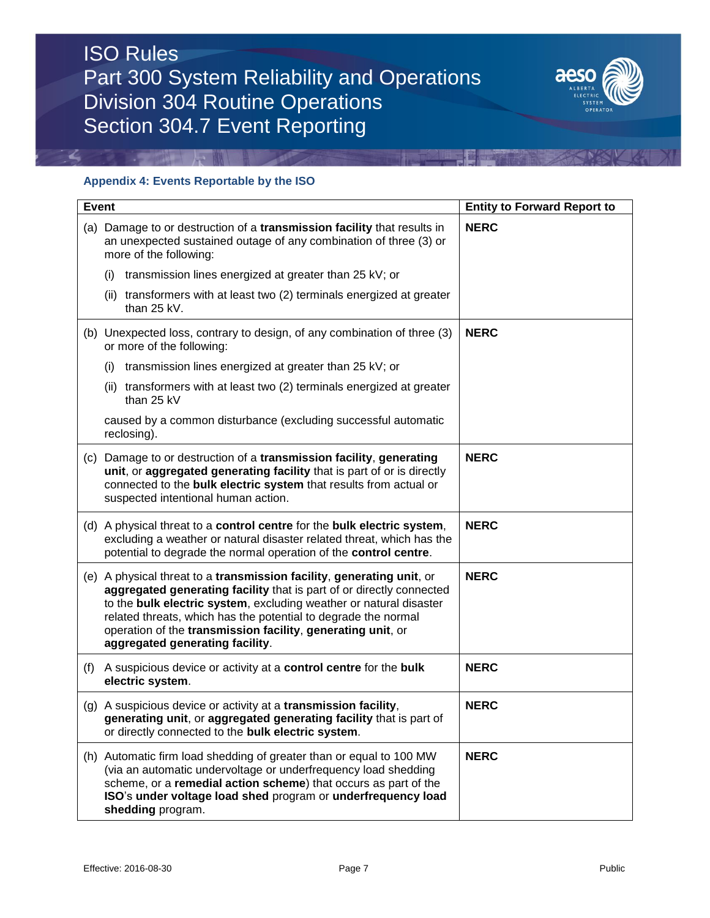### Appendix 4: Events Reportable by the ISO

| Event | Entity to Forward Report to |
| --- | --- |
| (a) Damage to or destruction of a **transmission facility** that results in an unexpected sustained outage of any combination of three (3) or more of the following:<br>(i) transmission lines energized at greater than 25 kV; or<br>(ii) transformers with at least two (2) terminals energized at greater than 25 kV. | **NERC** |
| (b) Unexpected loss, contrary to design, of any combination of three (3) or more of the following:<br>(i) transmission lines energized at greater than 25 kV; or<br>(ii) transformers with at least two (2) terminals energized at greater than 25 kV<br>caused by a common disturbance (excluding successful automatic reclosing). | **NERC** |
| (c) Damage to or destruction of a **transmission facility**, **generating unit**, or **aggregated generating facility** that is part of or is directly connected to the **bulk electric system** that results from actual or suspected intentional human action. | **NERC** |
| (d) A physical threat to a **control centre** for the **bulk electric system**, excluding a weather or natural disaster related threat, which has the potential to degrade the normal operation of the **control centre**. | **NERC** |
| (e) A physical threat to a **transmission facility**, **generating unit**, or **aggregated generating facility** that is part of or directly connected to the **bulk electric system**, excluding weather or natural disaster related threats, which has the potential to degrade the normal operation of the **transmission facility**, **generating unit**, or **aggregated generating facility**. | **NERC** |
| (f) A suspicious device or activity at a **control centre** for the **bulk electric system**. | **NERC** |
| (g) A suspicious device or activity at a **transmission facility**, **generating unit**, or **aggregated generating facility** that is part of or directly connected to the **bulk electric system**. | **NERC** |
| (h) Automatic firm load shedding of greater than or equal to 100 MW (via an automatic undervoltage or underfrequency load shedding scheme, or a **remedial action scheme**) that occurs as part of the **ISO**'s **under voltage load shed** program or **underfrequency load shedding** program. | **NERC** |

Effective: 2016-08-30 Public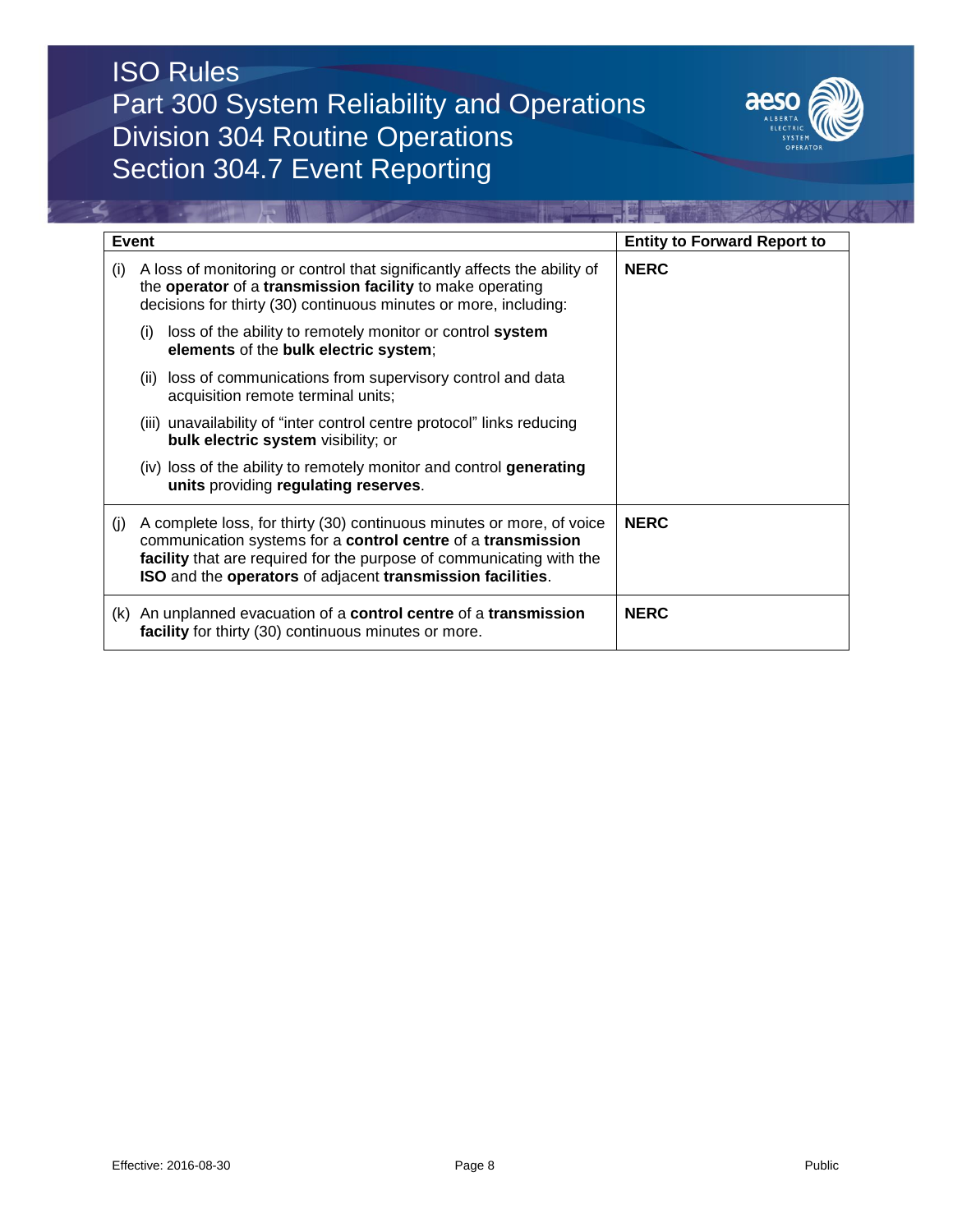| Event | Entity to Forward Report to |
|---|---|
| (i) A loss of monitoring or control that significantly affects the ability of the **operator** of a **transmission facility** to make operating decisions for thirty (30) continuous minutes or more, including:<br><br>(i) loss of the ability to remotely monitor or control **system elements** of the **bulk electric system**;<br><br>(ii) loss of communications from supervisory control and data acquisition remote terminal units;<br><br>(iii) unavailability of "inter control centre protocol" links reducing **bulk electric system** visibility; or<br><br>(iv) loss of the ability to remotely monitor and control **generating units** providing **regulating reserves**. | **NERC** |
| (j) A complete loss, for thirty (30) continuous minutes or more, of voice communication systems for a **control centre** of a **transmission facility** that are required for the purpose of communicating with the **ISO** and the **operators** of adjacent **transmission facilities**. | **NERC** |
| (k) An unplanned evacuation of a **control centre** of a **transmission facility** for thirty (30) continuous minutes or more. | **NERC** |